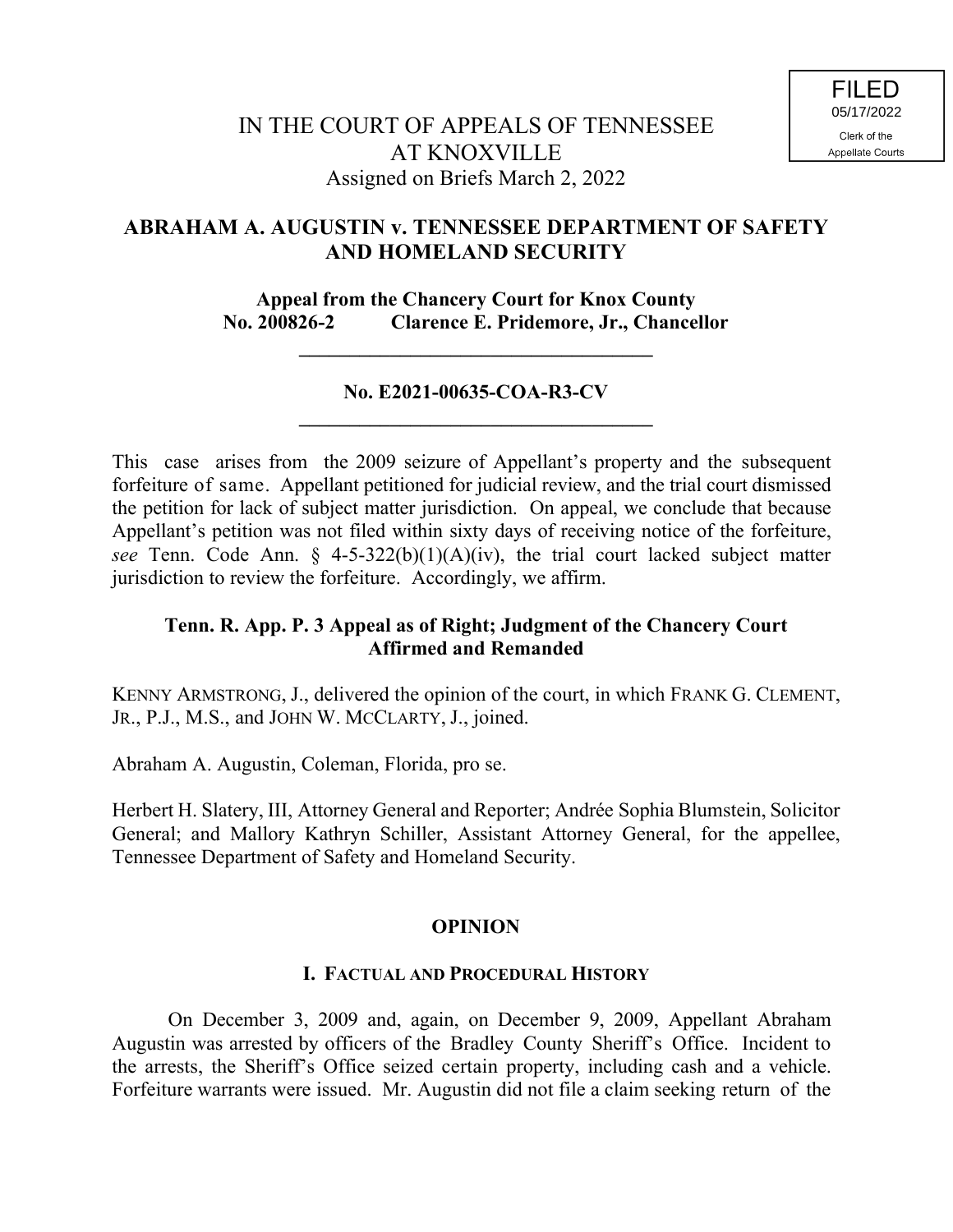FILED
05/17/2022
Clerk of the
Appellate Courts

IN THE COURT OF APPEALS OF TENNESSEE
AT KNOXVILLE
Assigned on Briefs March 2, 2022

**ABRAHAM A. AUGUSTIN v. TENNESSEE DEPARTMENT OF SAFETY AND HOMELAND SECURITY**

**Appeal from the Chancery Court for Knox County**
**No. 200826-2 Clarence E. Pridemore, Jr., Chancellor**

---

**No. E2021-00635-COA-R3-CV**

---

This case arises from the 2009 seizure of Appellant's property and the subsequent forfeiture of same. Appellant petitioned for judicial review, and the trial court dismissed the petition for lack of subject matter jurisdiction. On appeal, we conclude that because Appellant's petition was not filed within sixty days of receiving notice of the forfeiture, *see* Tenn. Code Ann. § 4-5-322(b)(1)(A)(iv), the trial court lacked subject matter jurisdiction to review the forfeiture. Accordingly, we affirm.

**Tenn. R. App. P. 3 Appeal as of Right; Judgment of the Chancery Court Affirmed and Remanded**

KENNY ARMSTRONG, J., delivered the opinion of the court, in which FRANK G. CLEMENT, JR., P.J., M.S., and JOHN W. MCCLARTY, J., joined.

Abraham A. Augustin, Coleman, Florida, pro se.

Herbert H. Slatery, III, Attorney General and Reporter; Andrée Sophia Blumstein, Solicitor General; and Mallory Kathryn Schiller, Assistant Attorney General, for the appellee, Tennessee Department of Safety and Homeland Security.

## OPINION

### I. FACTUAL AND PROCEDURAL HISTORY

On December 3, 2009 and, again, on December 9, 2009, Appellant Abraham Augustin was arrested by officers of the Bradley County Sheriff's Office. Incident to the arrests, the Sheriff's Office seized certain property, including cash and a vehicle. Forfeiture warrants were issued. Mr. Augustin did not file a claim seeking return of the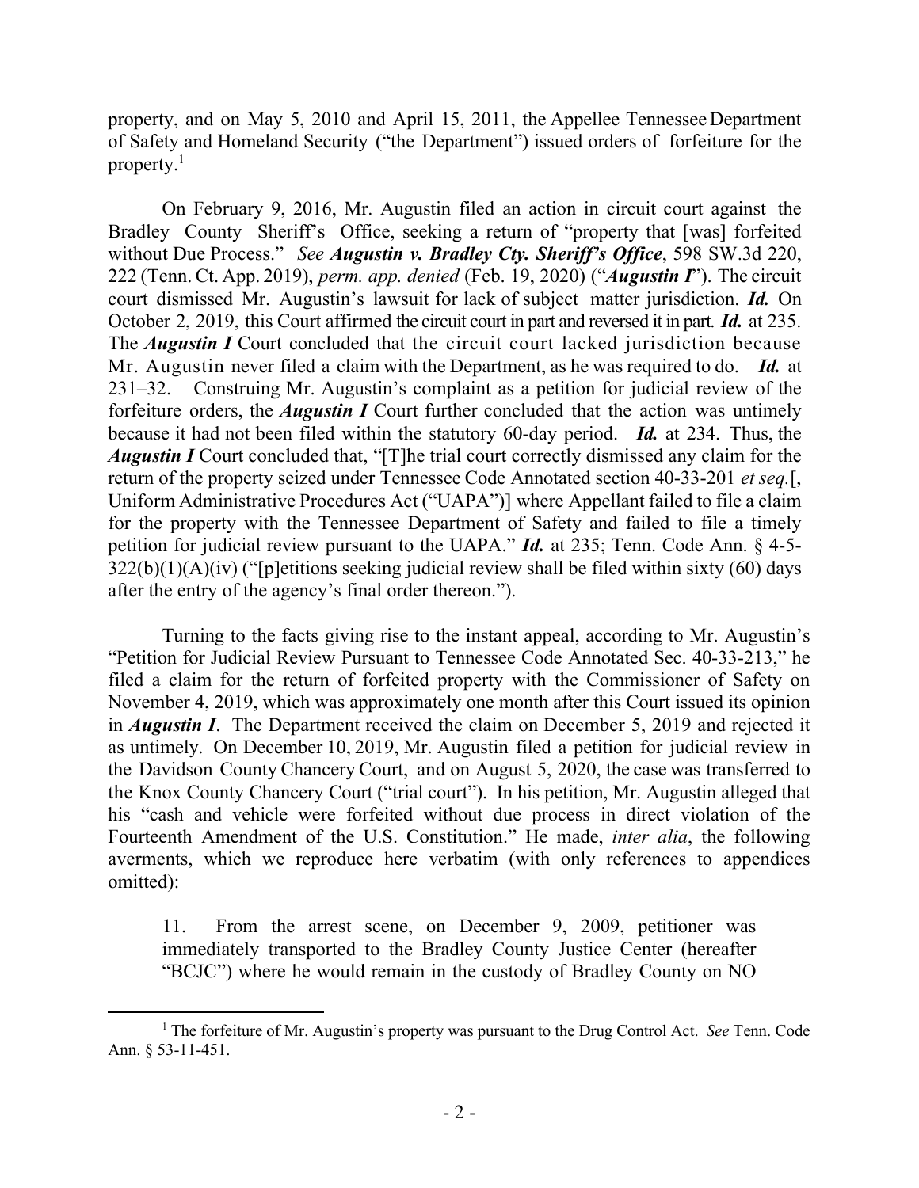property, and on May 5, 2010 and April 15, 2011, the Appellee Tennessee Department of Safety and Homeland Security ("the Department") issued orders of forfeiture for the property.[1]

On February 9, 2016, Mr. Augustin filed an action in circuit court against the Bradley County Sheriff's Office, seeking a return of "property that [was] forfeited without Due Process." *See* ***Augustin v. Bradley Cty. Sheriff's Office***, 598 SW.3d 220, 222 (Tenn. Ct. App. 2019), *perm. app. denied* (Feb. 19, 2020) ("***Augustin I***"). The circuit court dismissed Mr. Augustin's lawsuit for lack of subject matter jurisdiction. ***Id.*** On October 2, 2019, this Court affirmed the circuit court in part and reversed it in part. ***Id.*** at 235. The ***Augustin I*** Court concluded that the circuit court lacked jurisdiction because Mr. Augustin never filed a claim with the Department, as he was required to do. ***Id.*** at 231–32. Construing Mr. Augustin's complaint as a petition for judicial review of the forfeiture orders, the ***Augustin I*** Court further concluded that the action was untimely because it had not been filed within the statutory 60-day period. ***Id.*** at 234. Thus, the ***Augustin I*** Court concluded that, "[T]he trial court correctly dismissed any claim for the return of the property seized under Tennessee Code Annotated section 40-33-201 *et seq.*[, Uniform Administrative Procedures Act ("UAPA")] where Appellant failed to file a claim for the property with the Tennessee Department of Safety and failed to file a timely petition for judicial review pursuant to the UAPA." ***Id.*** at 235; Tenn. Code Ann. § 4-5-322(b)(1)(A)(iv) ("[p]etitions seeking judicial review shall be filed within sixty (60) days after the entry of the agency's final order thereon.").

Turning to the facts giving rise to the instant appeal, according to Mr. Augustin's "Petition for Judicial Review Pursuant to Tennessee Code Annotated Sec. 40-33-213," he filed a claim for the return of forfeited property with the Commissioner of Safety on November 4, 2019, which was approximately one month after this Court issued its opinion in ***Augustin I***. The Department received the claim on December 5, 2019 and rejected it as untimely. On December 10, 2019, Mr. Augustin filed a petition for judicial review in the Davidson County Chancery Court, and on August 5, 2020, the case was transferred to the Knox County Chancery Court ("trial court"). In his petition, Mr. Augustin alleged that his "cash and vehicle were forfeited without due process in direct violation of the Fourteenth Amendment of the U.S. Constitution." He made, *inter alia*, the following averments, which we reproduce here verbatim (with only references to appendices omitted):

> 11. From the arrest scene, on December 9, 2009, petitioner was immediately transported to the Bradley County Justice Center (hereafter "BCJC") where he would remain in the custody of Bradley County on NO

---

[1] The forfeiture of Mr. Augustin's property was pursuant to the Drug Control Act. *See* Tenn. Code Ann. § 53-11-451.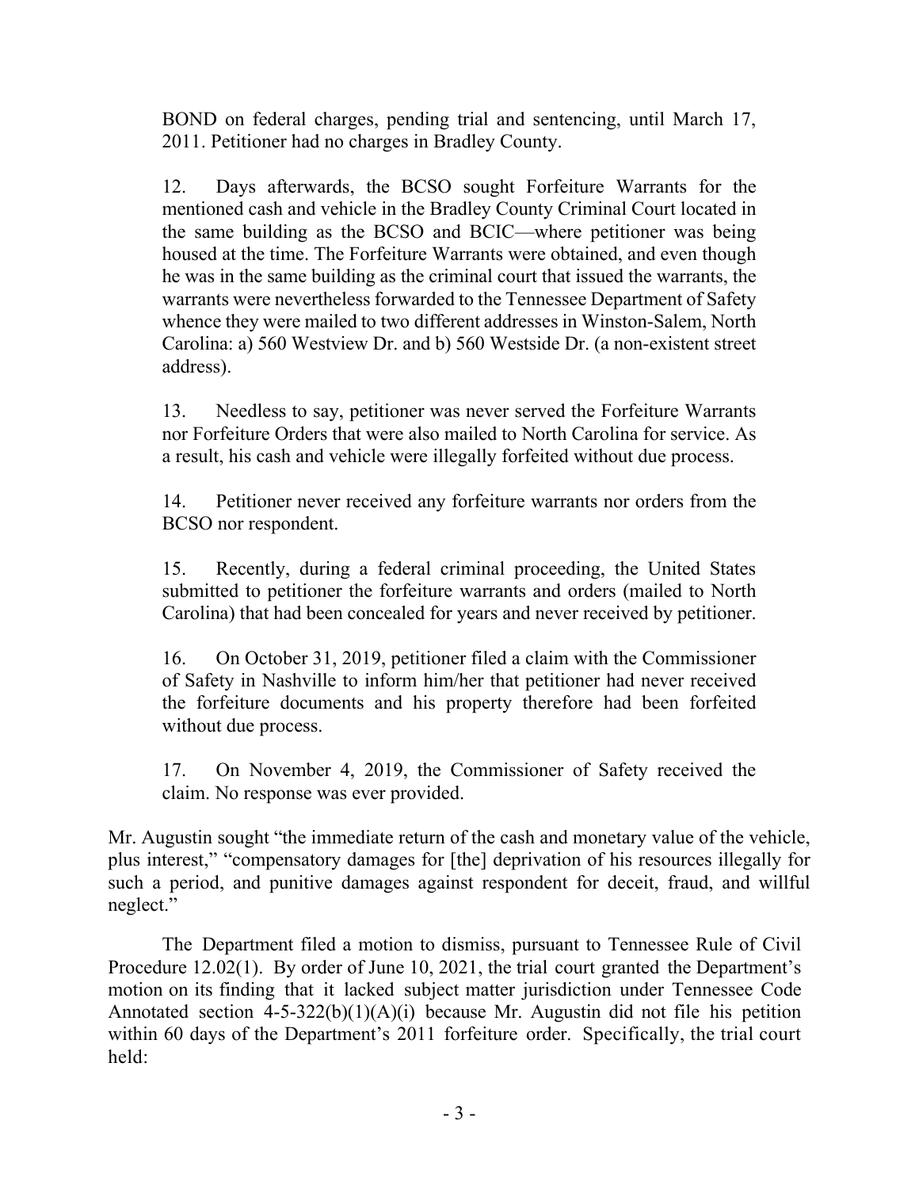> BOND on federal charges, pending trial and sentencing, until March 17, 2011. Petitioner had no charges in Bradley County.
>
> 12. Days afterwards, the BCSO sought Forfeiture Warrants for the mentioned cash and vehicle in the Bradley County Criminal Court located in the same building as the BCSO and BCIC—where petitioner was being housed at the time. The Forfeiture Warrants were obtained, and even though he was in the same building as the criminal court that issued the warrants, the warrants were nevertheless forwarded to the Tennessee Department of Safety whence they were mailed to two different addresses in Winston-Salem, North Carolina: a) 560 Westview Dr. and b) 560 Westside Dr. (a non-existent street address).
>
> 13. Needless to say, petitioner was never served the Forfeiture Warrants nor Forfeiture Orders that were also mailed to North Carolina for service. As a result, his cash and vehicle were illegally forfeited without due process.
>
> 14. Petitioner never received any forfeiture warrants nor orders from the BCSO nor respondent.
>
> 15. Recently, during a federal criminal proceeding, the United States submitted to petitioner the forfeiture warrants and orders (mailed to North Carolina) that had been concealed for years and never received by petitioner.
>
> 16. On October 31, 2019, petitioner filed a claim with the Commissioner of Safety in Nashville to inform him/her that petitioner had never received the forfeiture documents and his property therefore had been forfeited without due process.
>
> 17. On November 4, 2019, the Commissioner of Safety received the claim. No response was ever provided.

Mr. Augustin sought "the immediate return of the cash and monetary value of the vehicle, plus interest," "compensatory damages for [the] deprivation of his resources illegally for such a period, and punitive damages against respondent for deceit, fraud, and willful neglect."

The Department filed a motion to dismiss, pursuant to Tennessee Rule of Civil Procedure 12.02(1). By order of June 10, 2021, the trial court granted the Department's motion on its finding that it lacked subject matter jurisdiction under Tennessee Code Annotated section 4-5-322(b)(1)(A)(i) because Mr. Augustin did not file his petition within 60 days of the Department's 2011 forfeiture order. Specifically, the trial court held: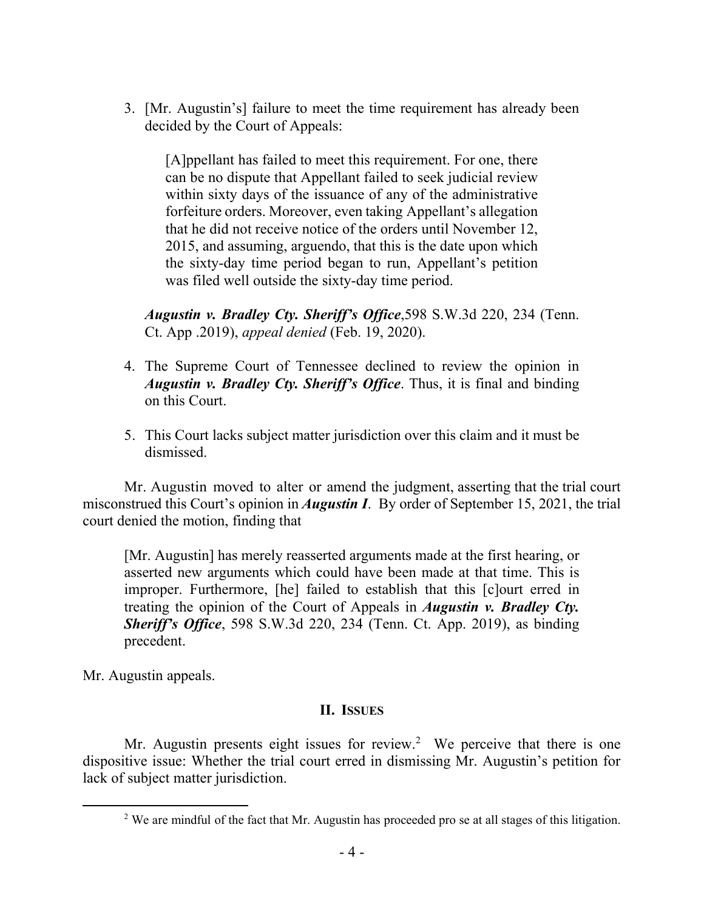3. [Mr. Augustin's] failure to meet the time requirement has already been decided by the Court of Appeals:

    > [A]ppellant has failed to meet this requirement. For one, there can be no dispute that Appellant failed to seek judicial review within sixty days of the issuance of any of the administrative forfeiture orders. Moreover, even taking Appellant's allegation that he did not receive notice of the orders until November 12, 2015, and assuming, arguendo, that this is the date upon which the sixty-day time period began to run, Appellant's petition was filed well outside the sixty-day time period.

    ***Augustin v. Bradley Cty. Sheriff's Office***,598 S.W.3d 220, 234 (Tenn. Ct. App .2019), *appeal denied* (Feb. 19, 2020).

4. The Supreme Court of Tennessee declined to review the opinion in ***Augustin v. Bradley Cty. Sheriff's Office***. Thus, it is final and binding on this Court.

5. This Court lacks subject matter jurisdiction over this claim and it must be dismissed.

Mr. Augustin moved to alter or amend the judgment, asserting that the trial court misconstrued this Court's opinion in ***Augustin I***. By order of September 15, 2021, the trial court denied the motion, finding that

> [Mr. Augustin] has merely reasserted arguments made at the first hearing, or asserted new arguments which could have been made at that time. This is improper. Furthermore, [he] failed to establish that this [c]ourt erred in treating the opinion of the Court of Appeals in ***Augustin v. Bradley Cty. Sheriff's Office***, 598 S.W.3d 220, 234 (Tenn. Ct. App. 2019), as binding precedent.

Mr. Augustin appeals.

## II. ISSUES

Mr. Augustin presents eight issues for review.[2] We perceive that there is one dispositive issue: Whether the trial court erred in dismissing Mr. Augustin's petition for lack of subject matter jurisdiction.

[2] We are mindful of the fact that Mr. Augustin has proceeded pro se at all stages of this litigation.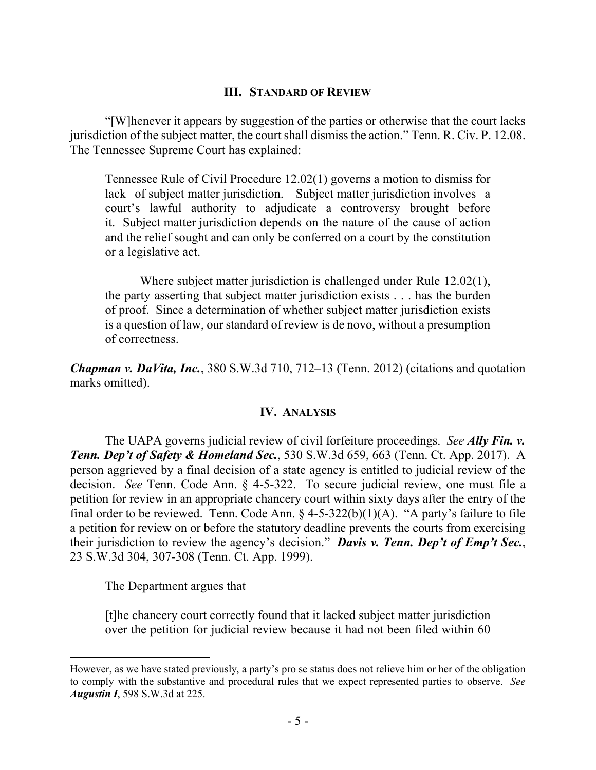## III. Standard of Review

"[W]henever it appears by suggestion of the parties or otherwise that the court lacks jurisdiction of the subject matter, the court shall dismiss the action." Tenn. R. Civ. P. 12.08. The Tennessee Supreme Court has explained:

> Tennessee Rule of Civil Procedure 12.02(1) governs a motion to dismiss for lack of subject matter jurisdiction. Subject matter jurisdiction involves a court's lawful authority to adjudicate a controversy brought before it. Subject matter jurisdiction depends on the nature of the cause of action and the relief sought and can only be conferred on a court by the constitution or a legislative act.
>
> Where subject matter jurisdiction is challenged under Rule 12.02(1), the party asserting that subject matter jurisdiction exists . . . has the burden of proof. Since a determination of whether subject matter jurisdiction exists is a question of law, our standard of review is de novo, without a presumption of correctness.

***Chapman v. DaVita, Inc.***, 380 S.W.3d 710, 712–13 (Tenn. 2012) (citations and quotation marks omitted).

## IV. Analysis

The UAPA governs judicial review of civil forfeiture proceedings. *See* ***Ally Fin. v. Tenn. Dep't of Safety & Homeland Sec.***, 530 S.W.3d 659, 663 (Tenn. Ct. App. 2017). A person aggrieved by a final decision of a state agency is entitled to judicial review of the decision. *See* Tenn. Code Ann. § 4-5-322. To secure judicial review, one must file a petition for review in an appropriate chancery court within sixty days after the entry of the final order to be reviewed. Tenn. Code Ann. § 4-5-322(b)(1)(A). "A party's failure to file a petition for review on or before the statutory deadline prevents the courts from exercising their jurisdiction to review the agency's decision." ***Davis v. Tenn. Dep't of Emp't Sec.***, 23 S.W.3d 304, 307-308 (Tenn. Ct. App. 1999).

The Department argues that

> [t]he chancery court correctly found that it lacked subject matter jurisdiction over the petition for judicial review because it had not been filed within 60

---

However, as we have stated previously, a party's pro se status does not relieve him or her of the obligation to comply with the substantive and procedural rules that we expect represented parties to observe. *See* ***Augustin I***, 598 S.W.3d at 225.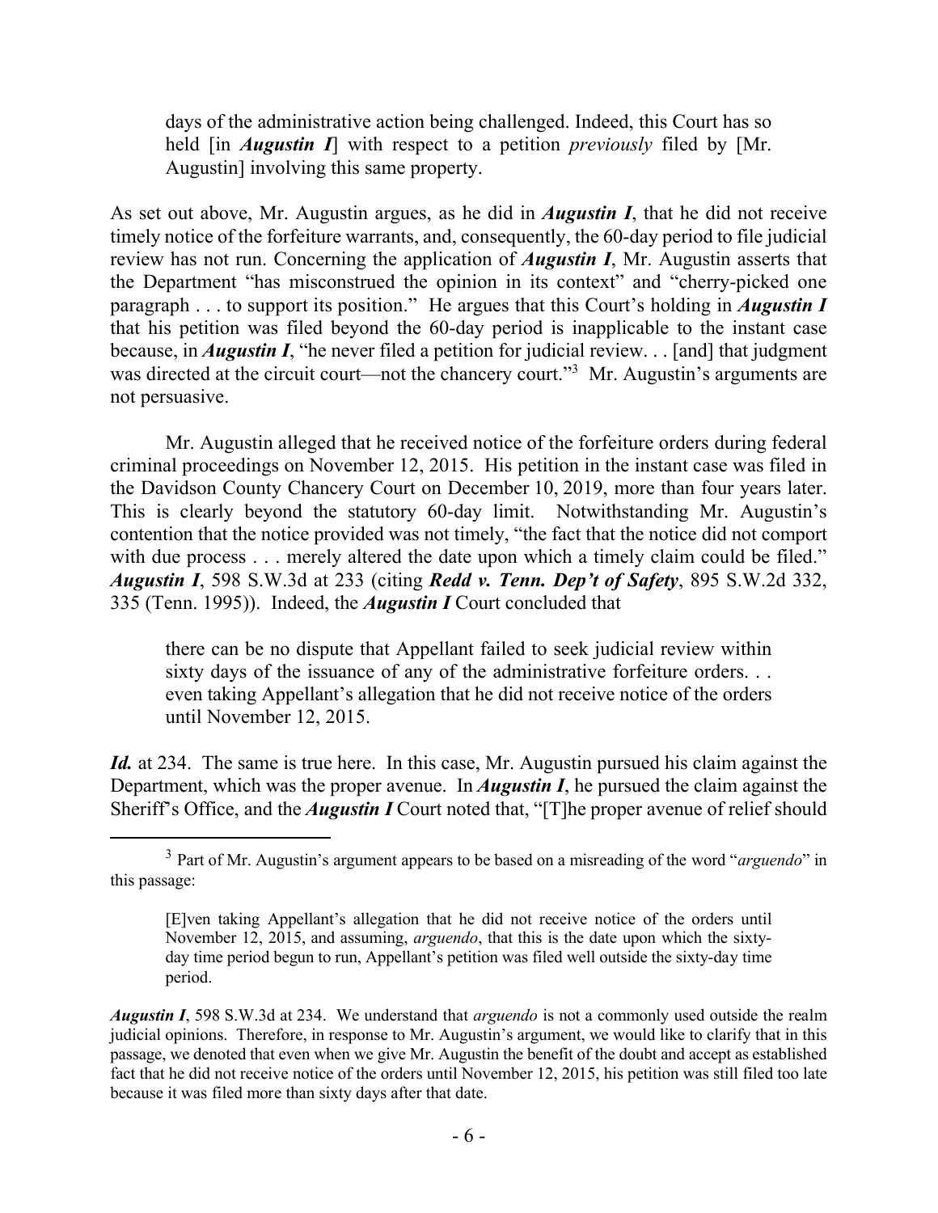> days of the administrative action being challenged. Indeed, this Court has so held [in ***Augustin I***] with respect to a petition *previously* filed by [Mr. Augustin] involving this same property.

As set out above, Mr. Augustin argues, as he did in ***Augustin I***, that he did not receive timely notice of the forfeiture warrants, and, consequently, the 60-day period to file judicial review has not run. Concerning the application of ***Augustin I***, Mr. Augustin asserts that the Department "has misconstrued the opinion in its context" and "cherry-picked one paragraph . . . to support its position." He argues that this Court's holding in ***Augustin I*** that his petition was filed beyond the 60-day period is inapplicable to the instant case because, in ***Augustin I***, "he never filed a petition for judicial review. . . [and] that judgment was directed at the circuit court—not the chancery court."[3] Mr. Augustin's arguments are not persuasive.

Mr. Augustin alleged that he received notice of the forfeiture orders during federal criminal proceedings on November 12, 2015. His petition in the instant case was filed in the Davidson County Chancery Court on December 10, 2019, more than four years later. This is clearly beyond the statutory 60-day limit. Notwithstanding Mr. Augustin's contention that the notice provided was not timely, "the fact that the notice did not comport with due process . . . merely altered the date upon which a timely claim could be filed." ***Augustin I***, 598 S.W.3d at 233 (citing ***Redd v. Tenn. Dep't of Safety***, 895 S.W.2d 332, 335 (Tenn. 1995)). Indeed, the ***Augustin I*** Court concluded that

> there can be no dispute that Appellant failed to seek judicial review within sixty days of the issuance of any of the administrative forfeiture orders. . . even taking Appellant's allegation that he did not receive notice of the orders until November 12, 2015.

***Id.*** at 234. The same is true here. In this case, Mr. Augustin pursued his claim against the Department, which was the proper avenue. In ***Augustin I***, he pursued the claim against the Sheriff's Office, and the ***Augustin I*** Court noted that, "[T]he proper avenue of relief should

---

[3] Part of Mr. Augustin's argument appears to be based on a misreading of the word "*arguendo*" in this passage:

> [E]ven taking Appellant's allegation that he did not receive notice of the orders until November 12, 2015, and assuming, *arguendo*, that this is the date upon which the sixty-day time period begun to run, Appellant's petition was filed well outside the sixty-day time period.

***Augustin I***, 598 S.W.3d at 234. We understand that *arguendo* is not a commonly used outside the realm judicial opinions. Therefore, in response to Mr. Augustin's argument, we would like to clarify that in this passage, we denoted that even when we give Mr. Augustin the benefit of the doubt and accept as established fact that he did not receive notice of the orders until November 12, 2015, his petition was still filed too late because it was filed more than sixty days after that date.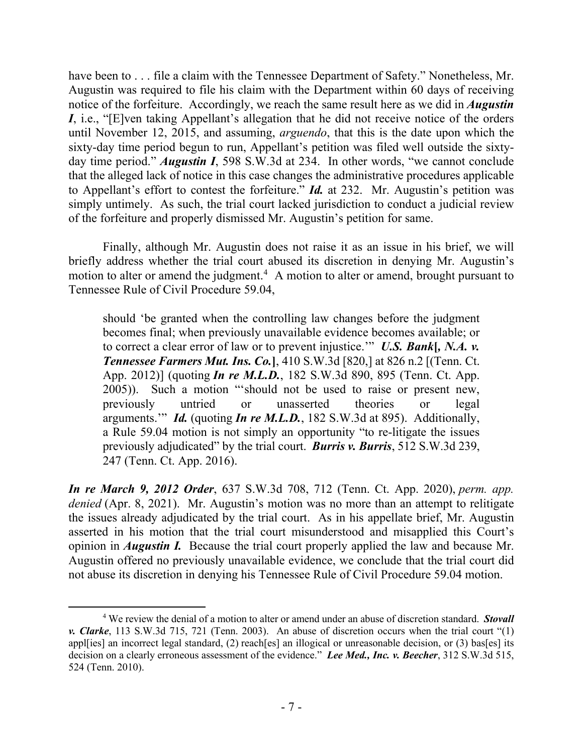have been to . . . file a claim with the Tennessee Department of Safety." Nonetheless, Mr. Augustin was required to file his claim with the Department within 60 days of receiving notice of the forfeiture. Accordingly, we reach the same result here as we did in ***Augustin I***, i.e., "[E]ven taking Appellant's allegation that he did not receive notice of the orders until November 12, 2015, and assuming, *arguendo*, that this is the date upon which the sixty-day time period begun to run, Appellant's petition was filed well outside the sixty-day time period." ***Augustin I***, 598 S.W.3d at 234. In other words, "we cannot conclude that the alleged lack of notice in this case changes the administrative procedures applicable to Appellant's effort to contest the forfeiture." ***Id.*** at 232. Mr. Augustin's petition was simply untimely. As such, the trial court lacked jurisdiction to conduct a judicial review of the forfeiture and properly dismissed Mr. Augustin's petition for same.

Finally, although Mr. Augustin does not raise it as an issue in his brief, we will briefly address whether the trial court abused its discretion in denying Mr. Augustin's motion to alter or amend the judgment.[4] A motion to alter or amend, brought pursuant to Tennessee Rule of Civil Procedure 59.04,

> should 'be granted when the controlling law changes before the judgment becomes final; when previously unavailable evidence becomes available; or to correct a clear error of law or to prevent injustice.'" ***U.S. Bank[, N.A. v. Tennessee Farmers Mut. Ins. Co.]***, 410 S.W.3d [820,] at 826 n.2 [(Tenn. Ct. App. 2012)] (quoting ***In re M.L.D.***, 182 S.W.3d 890, 895 (Tenn. Ct. App. 2005)). Such a motion "'should not be used to raise or present new, previously untried or unasserted theories or legal arguments.'" ***Id.*** (quoting ***In re M.L.D.***, 182 S.W.3d at 895). Additionally, a Rule 59.04 motion is not simply an opportunity "to re-litigate the issues previously adjudicated" by the trial court. ***Burris v. Burris***, 512 S.W.3d 239, 247 (Tenn. Ct. App. 2016).

***In re March 9, 2012 Order***, 637 S.W.3d 708, 712 (Tenn. Ct. App. 2020), *perm. app. denied* (Apr. 8, 2021). Mr. Augustin's motion was no more than an attempt to relitigate the issues already adjudicated by the trial court. As in his appellate brief, Mr. Augustin asserted in his motion that the trial court misunderstood and misapplied this Court's opinion in ***Augustin I.*** Because the trial court properly applied the law and because Mr. Augustin offered no previously unavailable evidence, we conclude that the trial court did not abuse its discretion in denying his Tennessee Rule of Civil Procedure 59.04 motion.

---

[4] We review the denial of a motion to alter or amend under an abuse of discretion standard. ***Stovall v. Clarke***, 113 S.W.3d 715, 721 (Tenn. 2003). An abuse of discretion occurs when the trial court "(1) appl[ies] an incorrect legal standard, (2) reach[es] an illogical or unreasonable decision, or (3) bas[es] its decision on a clearly erroneous assessment of the evidence." ***Lee Med., Inc. v. Beecher***, 312 S.W.3d 515, 524 (Tenn. 2010).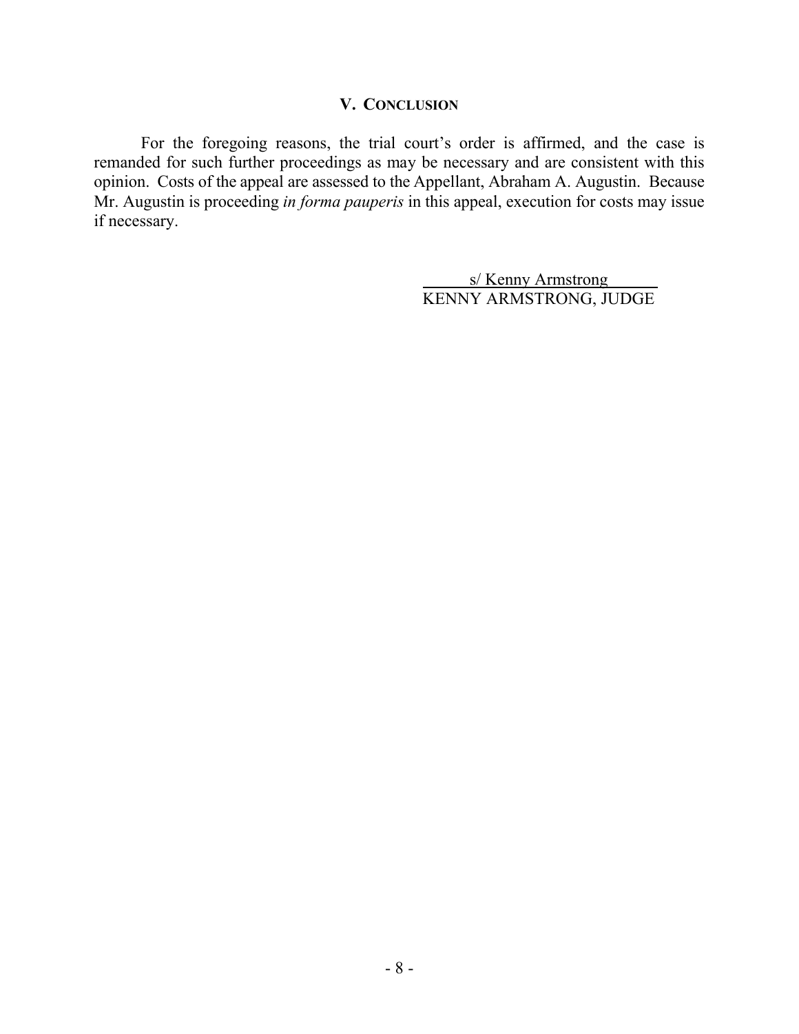## V. Conclusion

For the foregoing reasons, the trial court's order is affirmed, and the case is remanded for such further proceedings as may be necessary and are consistent with this opinion. Costs of the appeal are assessed to the Appellant, Abraham A. Augustin. Because Mr. Augustin is proceeding *in forma pauperis* in this appeal, execution for costs may issue if necessary.

s/ Kenny Armstrong
KENNY ARMSTRONG, JUDGE